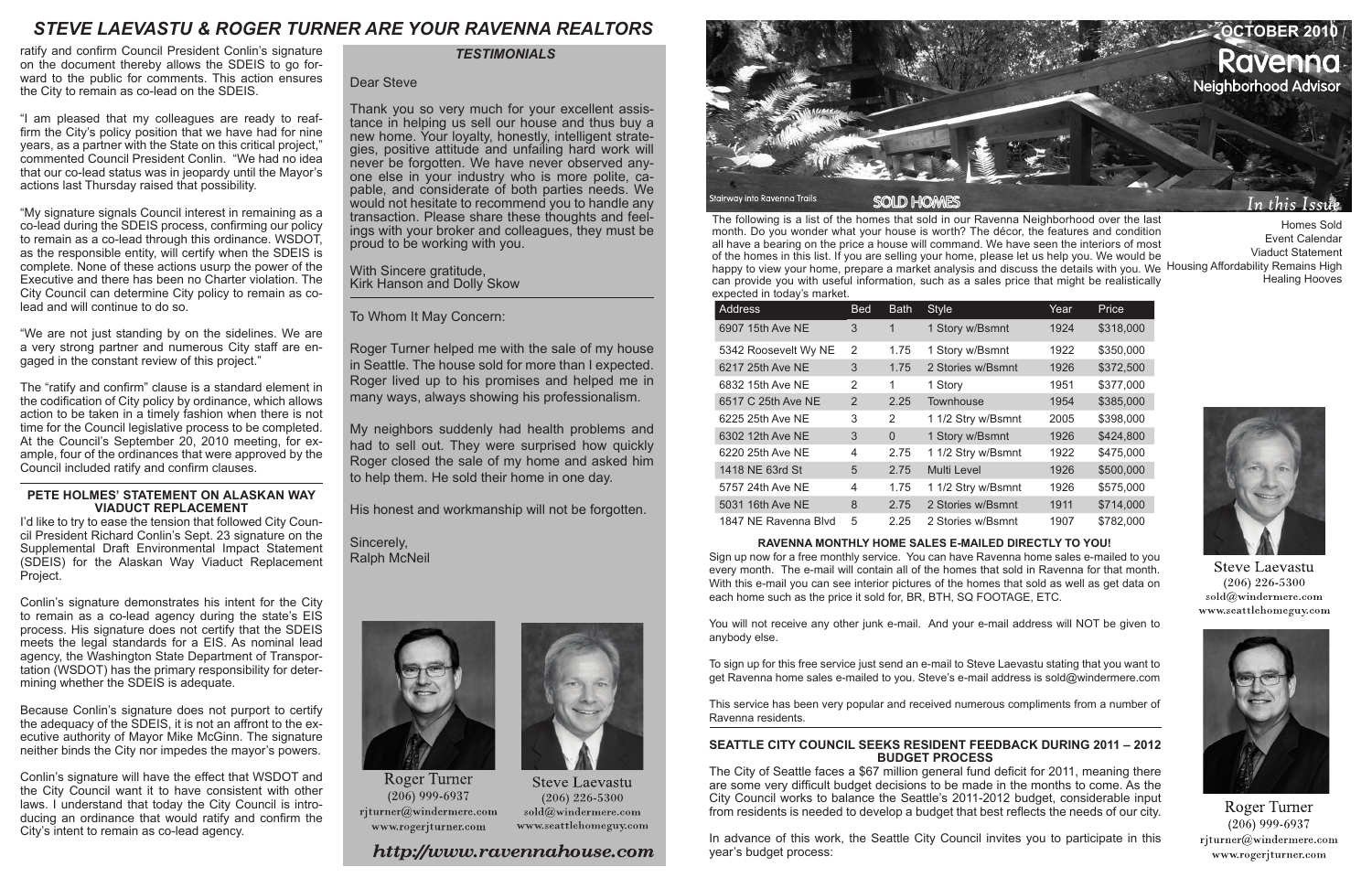# STEVE LAEVASTU & ROGER TURNER ARE YOUR RAVENNA REALTORS

ratify and confirm Council President Conlin's signature on the document thereby allows the SDEIS to go forward to the public for comments. This action ensures the City to remain as co-lead on the SDEIS.

"I am pleased that my colleagues are ready to reaffirm the City's policy position that we have had for nine years, as a partner with the State on this critical project," commented Council President Conlin. "We had no idea that our co-lead status was in jeopardy until the Mayor's actions last Thursday raised that possibility.

"My signature signals Council interest in remaining as a co-lead during the SDEIS process, confirming our policy to remain as a co-lead through this ordinance. WSDOT, as the responsible entity, will certify when the SDEIS is complete. None of these actions usurp the power of the Executive and there has been no Charter violation. The City Council can determine City policy to remain as co-lead and will continue to do so.

"We are not just standing by on the sidelines. We are a very strong partner and numerous City staff are engaged in the constant review of this project."

The "ratify and confirm" clause is a standard element in the codification of City policy by ordinance, which allows action to be taken in a timely fashion when there is not time for the Council legislative process to be completed. At the Council's September 20, 2010 meeting, for example, four of the ordinances that were approved by the Council included ratify and confirm clauses.

### PETE HOLMES' STATEMENT ON ALASKAN WAY VIADUCT REPLACEMENT

I'd like to try to ease the tension that followed City Council President Richard Conlin's Sept. 23 signature on the Supplemental Draft Environmental Impact Statement (SDEIS) for the Alaskan Way Viaduct Replacement Project.

Conlin's signature demonstrates his intent for the City to remain as a co-lead agency during the state's EIS process. His signature does not certify that the SDEIS meets the legal standards for a EIS. As nominal lead agency, the Washington State Department of Transportation (WSDOT) has the primary responsibility for determining whether the SDEIS is adequate.

Because Conlin's signature does not purport to certify the adequacy of the SDEIS, it is not an affront to the executive authority of Mayor Mike McGinn. The signature neither binds the City nor impedes the mayor's powers.

Conlin's signature will have the effect that WSDOT and the City Council want it to have consistent with other laws. I understand that today the City Council is introducing an ordinance that would ratify and confirm the City's intent to remain as co-lead agency.

### *TESTIMONIALS*

Dear Steve

Thank you so very much for your excellent assistance in helping us sell our house and thus buy a new home. Your loyalty, honestly, intelligent strategies, positive attitude and unfailing hard work will never be forgotten. We have never observed anyone else in your industry who is more polite, capable, and considerate of both parties needs. We would not hesitate to recommend you to handle any transaction. Please share these thoughts and feelings with your broker and colleagues, they must be proud to be working with you.

With Sincere gratitude,
Kirk Hanson and Dolly Skow

To Whom It May Concern:

Roger Turner helped me with the sale of my house in Seattle. The house sold for more than I expected. Roger lived up to his promises and helped me in many ways, always showing his professionalism.

My neighbors suddenly had health problems and had to sell out. They were surprised how quickly Roger closed the sale of my home and asked him to help them. He sold their home in one day.

His honest and workmanship will not be forgotten.

Sincerely,
Ralph McNeil

Roger Turner
(206) 999-6937
rjturner@windermere.com
www.rogerjturner.com

Steve Laevastu
(206) 226-5300
sold@windermere.com
www.seattlehomeguy.com

*http://www.ravennahouse.com*

# OCTOBER 2010 / Ravenna Neighborhood Advisor

Stairway into Ravenna Trails

*In this Issue*

- Homes Sold
- Event Calendar
- Viaduct Statement
- Housing Affordability Remains High
- Healing Hooves

## SOLD HOMES

The following is a list of the homes that sold in our Ravenna Neighborhood over the last month. Do you wonder what your house is worth? The décor, the features and condition all have a bearing on the price a house will command. We have seen the interiors of most of the homes in this list. If you are selling your home, please let us help you. We would be happy to view your home, prepare a market analysis and discuss the details with you. We can provide you with useful information, such as a sales price that might be realistically expected in today's market.

| Address | Bed | Bath | Style | Year | Price |
|---|---|---|---|---|---|
| 6907 15th Ave NE | 3 | 1 | 1 Story w/Bsmnt | 1924 | $318,000 |
| 5342 Roosevelt Wy NE | 2 | 1.75 | 1 Story w/Bsmnt | 1922 | $350,000 |
| 6217 25th Ave NE | 3 | 1.75 | 2 Stories w/Bsmnt | 1926 | $372,500 |
| 6832 15th Ave NE | 2 | 1 | 1 Story | 1951 | $377,000 |
| 6517 C 25th Ave NE | 2 | 2.25 | Townhouse | 1954 | $385,000 |
| 6225 25th Ave NE | 3 | 2 | 1 1/2 Stry w/Bsmnt | 2005 | $398,000 |
| 6302 12th Ave NE | 3 | 0 | 1 Story w/Bsmnt | 1926 | $424,800 |
| 6220 25th Ave NE | 4 | 2.75 | 1 1/2 Stry w/Bsmnt | 1922 | $475,000 |
| 1418 NE 63rd St | 5 | 2.75 | Multi Level | 1926 | $500,000 |
| 5757 24th Ave NE | 4 | 1.75 | 1 1/2 Stry w/Bsmnt | 1926 | $575,000 |
| 5031 16th Ave NE | 8 | 2.75 | 2 Stories w/Bsmnt | 1911 | $714,000 |
| 1847 NE Ravenna Blvd | 5 | 2.25 | 2 Stories w/Bsmnt | 1907 | $782,000 |

### RAVENNA MONTHLY HOME SALES E-MAILED DIRECTLY TO YOU!

Sign up now for a free monthly service. You can have Ravenna home sales e-mailed to you every month. The e-mail will contain all of the homes that sold in Ravenna for that month. With this e-mail you can see interior pictures of the homes that sold as well as get data on each home such as the price it sold for, BR, BTH, SQ FOOTAGE, ETC.

You will not receive any other junk e-mail. And your e-mail address will NOT be given to anybody else.

To sign up for this free service just send an e-mail to Steve Laevastu stating that you want to get Ravenna home sales e-mailed to you. Steve's e-mail address is sold@windermere.com

This service has been very popular and received numerous compliments from a number of Ravenna residents.

### SEATTLE CITY COUNCIL SEEKS RESIDENT FEEDBACK DURING 2011 – 2012 BUDGET PROCESS

The City of Seattle faces a $67 million general fund deficit for 2011, meaning there are some very difficult budget decisions to be made in the months to come. As the City Council works to balance the Seattle's 2011-2012 budget, considerable input from residents is needed to develop a budget that best reflects the needs of our city.

In advance of this work, the Seattle City Council invites you to participate in this year's budget process:

Steve Laevastu
(206) 226-5300
sold@windermere.com
www.seattlehomeguy.com

Roger Turner
(206) 999-6937
rjturner@windermere.com
www.rogerjturner.com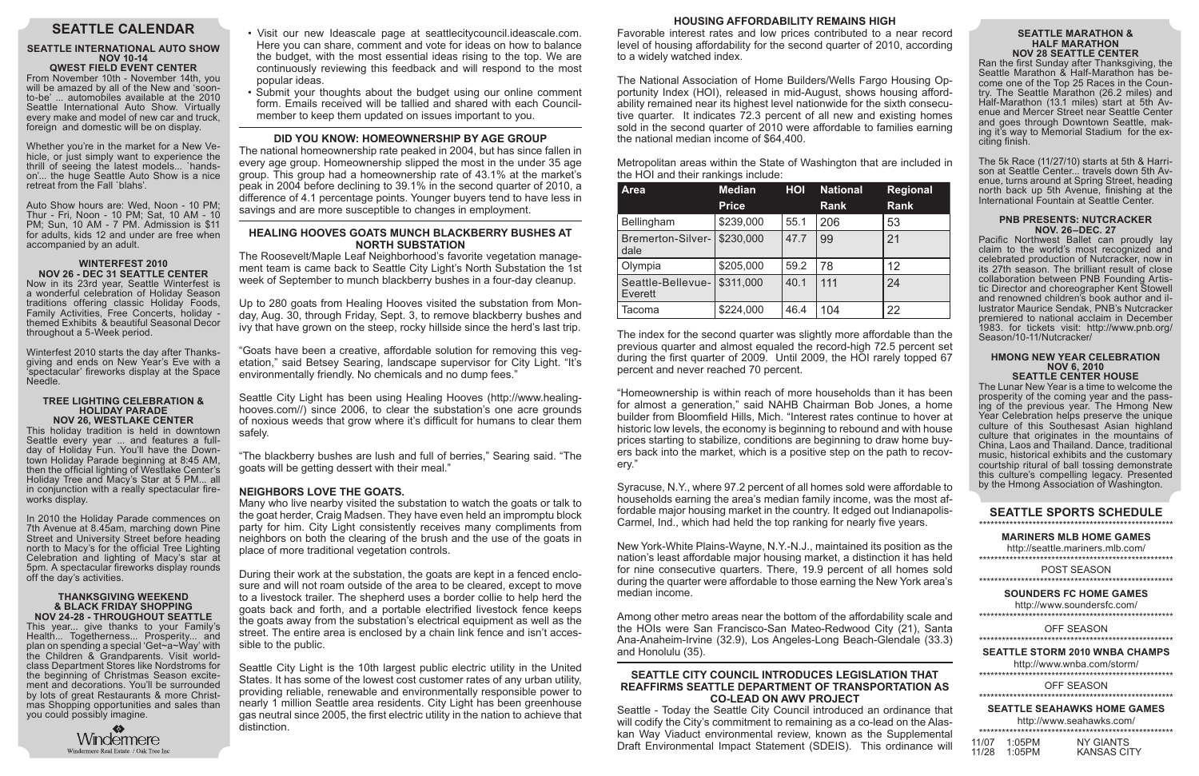# SEATTLE CALENDAR

### SEATTLE INTERNATIONAL AUTO SHOW
### NOV 10-14
### QWEST FIELD EVENT CENTER

From November 10th - November 14th, you will be amazed by all of the New and 'soon-to-be' ... automobiles available at the 2010 Seattle International Auto Show. Virtually every make and model of new car and truck, foreign and domestic will be on display.

Whether you're in the market for a New Vehicle, or just simply want to experience the thrill of seeing the latest models... 'hands-on'... the huge Seattle Auto Show is a nice retreat from the Fall `blahs'.

Auto Show hours are: Wed, Noon - 10 PM; Thur - Fri, Noon - 10 PM; Sat, 10 AM - 10 PM; Sun, 10 AM - 7 PM. Admission is $11 for adults, kids 12 and under are free when accompanied by an adult.

### WINTERFEST 2010
### NOV 26 - DEC 31 SEATTLE CENTER

Now in its 23rd year, Seattle Winterfest is a wonderful celebration of Holiday Season traditions offering classic Holiday Foods, Family Activities, Free Concerts, holiday - themed Exhibits & beautiful Seasonal Decor throughout a 5-Week period.

Winterfest 2010 starts the day after Thanksgiving and ends on New Year's Eve with a 'spectacular' fireworks display at the Space Needle.

### TREE LIGHTING CELEBRATION & HOLIDAY PARADE
### NOV 26, WESTLAKE CENTER

This holiday tradition is held in downtown Seattle every year ... and features a full-day of Holiday Fun. You'll have the Downtown Holiday Parade beginning at 8:45 AM, then the official lighting of Westlake Center's Holiday Tree and Macy's Star at 5 PM... all in conjunction with a really spectacular fireworks display.

In 2010 the Holiday Parade commences on 7th Avenue at 8.45am, marching down Pine Street and University Street before heading north to Macy's for the official Tree Lighting Celebration and lighting of Macy's star at 5pm. A spectacular fireworks display rounds off the day's activities.

### THANKSGIVING WEEKEND & BLACK FRIDAY SHOPPING
### NOV 24-28 - THROUGHOUT SEATTLE

This year... give thanks to your Family's Health... Togetherness... Prosperity... and plan on spending a special 'Get~a~Way' with the Children & Grandparents. Visit world-class Department Stores like Nordstroms for the beginning of Christmas Season excitement and decorations. You'll be surrounded by lots of great Restaurants & more Christmas Shopping opportunities and sales than you could possibly imagine.

Windermere
Windermere Real Estate / Oak Tree Inc

- Visit our new Ideascale page at seattlecitycouncil.ideascale.com. Here you can share, comment and vote for ideas on how to balance the budget, with the most essential ideas rising to the top. We are continuously reviewing this feedback and will respond to the most popular ideas.
- Submit your thoughts about the budget using our online comment form. Emails received will be tallied and shared with each Councilmember to keep them updated on issues important to you.

## DID YOU KNOW: HOMEOWNERSHIP BY AGE GROUP

The national homeownership rate peaked in 2004, but has since fallen in every age group. Homeownership slipped the most in the under 35 age group. This group had a homeownership rate of 43.1% at the market's peak in 2004 before declining to 39.1% in the second quarter of 2010, a difference of 4.1 percentage points. Younger buyers tend to have less in savings and are more susceptible to changes in employment.

## HEALING HOOVES GOATS MUNCH BLACKBERRY BUSHES AT NORTH SUBSTATION

The Roosevelt/Maple Leaf Neighborhood's favorite vegetation management team is came back to Seattle City Light's North Substation the 1st week of September to munch blackberry bushes in a four-day cleanup.

Up to 280 goats from Healing Hooves visited the substation from Monday, Aug. 30, through Friday, Sept. 3, to remove blackberry bushes and ivy that have grown on the steep, rocky hillside since the herd's last trip.

"Goats have been a creative, affordable solution for removing this vegetation," said Betsey Searing, landscape supervisor for City Light. "It's environmentally friendly. No chemicals and no dump fees."

Seattle City Light has been using Healing Hooves (http://www.healing-hooves.com//) since 2006, to clear the substation's one acre grounds of noxious weeds that grow where it's difficult for humans to clear them safely.

"The blackberry bushes are lush and full of berries," Searing said. "The goats will be getting dessert with their meal."

### NEIGHBORS LOVE THE GOATS.

Many who live nearby visited the substation to watch the goats or talk to the goat herder, Craig Madsen. They have even held an impromptu block party for him. City Light consistently receives many compliments from neighbors on both the clearing of the brush and the use of the goats in place of more traditional vegetation controls.

During their work at the substation, the goats are kept in a fenced enclosure and will not roam outside of the area to be cleared, except to move to a livestock trailer. The shepherd uses a border collie to help herd the goats back and forth, and a portable electrified livestock fence keeps the goats away from the substation's electrical equipment as well as the street. The entire area is enclosed by a chain link fence and isn't accessible to the public.

Seattle City Light is the 10th largest public electric utility in the United States. It has some of the lowest cost customer rates of any urban utility, providing reliable, renewable and environmentally responsible power to nearly 1 million Seattle area residents. City Light has been greenhouse gas neutral since 2005, the first electric utility in the nation to achieve that distinction.

## HOUSING AFFORDABILITY REMAINS HIGH

Favorable interest rates and low prices contributed to a near record level of housing affordability for the second quarter of 2010, according to a widely watched index.

The National Association of Home Builders/Wells Fargo Housing Opportunity Index (HOI), released in mid-August, shows housing affordability remained near its highest level nationwide for the sixth consecutive quarter. It indicates 72.3 percent of all new and existing homes sold in the second quarter of 2010 were affordable to families earning the national median income of $64,400.

Metropolitan areas within the State of Washington that are included in the HOI and their rankings include:

| Area | Median Price | HOI | National Rank | Regional Rank |
|---|---|---|---|---|
| Bellingham | $239,000 | 55.1 | 206 | 53 |
| Bremerton-Silverdale | $230,000 | 47.7 | 99 | 21 |
| Olympia | $205,000 | 59.2 | 78 | 12 |
| Seattle-Bellevue-Everett | $311,000 | 40.1 | 111 | 24 |
| Tacoma | $224,000 | 46.4 | 104 | 22 |

The index for the second quarter was slightly more affordable than the previous quarter and almost equaled the record-high 72.5 percent set during the first quarter of 2009. Until 2009, the HOI rarely topped 67 percent and never reached 70 percent.

"Homeownership is within reach of more households than it has been for almost a generation," said NAHB Chairman Bob Jones, a home builder from Bloomfield Hills, Mich. "Interest rates continue to hover at historic low levels, the economy is beginning to rebound and with house prices starting to stabilize, conditions are beginning to draw home buyers back into the market, which is a positive step on the path to recovery."

Syracuse, N.Y., where 97.2 percent of all homes sold were affordable to households earning the area's median family income, was the most affordable major housing market in the country. It edged out Indianapolis-Carmel, Ind., which had held the top ranking for nearly five years.

New York-White Plains-Wayne, N.Y.-N.J., maintained its position as the nation's least affordable major housing market, a distinction it has held for nine consecutive quarters. There, 19.9 percent of all homes sold during the quarter were affordable to those earning the New York area's median income.

Among other metro areas near the bottom of the affordability scale and the HOIs were San Francisco-San Mateo-Redwood City (21), Santa Ana-Anaheim-Irvine (32.9), Los Angeles-Long Beach-Glendale (33.3) and Honolulu (35).

## SEATTLE CITY COUNCIL INTRODUCES LEGISLATION THAT REAFFIRMS SEATTLE DEPARTMENT OF TRANSPORTATION AS CO-LEAD ON AWV PROJECT

Seattle - Today the Seattle City Council introduced an ordinance that will codify the City's commitment to remaining as a co-lead on the Alaskan Way Viaduct environmental review, known as the Supplemental Draft Environmental Impact Statement (SDEIS). This ordinance will

### SEATTLE MARATHON & HALF MARATHON
### NOV 28 SEATTLE CENTER

Ran the first Sunday after Thanksgiving, the Seattle Marathon & Half-Marathon has become one of the Top 25 Races in the Country. The Seattle Marathon (26.2 miles) and Half-Marathon (13.1 miles) start at 5th Avenue and Mercer Street near Seattle Center and goes through Downtown Seattle, making it's way to Memorial Stadium for the exciting finish.

The 5k Race (11/27/10) starts at 5th & Harrison at Seattle Center... travels down 5th Avenue, turns around at Spring Street, heading north back up 5th Avenue, finishing at the International Fountain at Seattle Center.

### PNB PRESENTS: NUTCRACKER
### NOV. 26–DEC. 27

Pacific Northwest Ballet can proudly lay claim to the world's most recognized and celebrated production of Nutcracker, now in its 27th season. The brilliant result of close collaboration between PNB Founding Artistic Director and choreographer Kent Stowell and renowned children's book author and illustrator Maurice Sendak, PNB's Nutcracker premiered to national acclaim in December 1983. for tickets visit: http://www.pnb.org/Season/10-11/Nutcracker/

### HMONG NEW YEAR CELEBRATION
### NOV 6, 2010
### SEATTLE CENTER HOUSE

The Lunar New Year is a time to welcome the prosperity of the coming year and the passing of the previous year. The Hmong New Year Celebration helps preserve the unique culture of this Southeast Asian highland culture that originates in the mountains of China, Laos and Thailand. Dance, traditional music, historical exhibits and the customary courtship ritural of ball tossing demonstrate this culture's compelling legacy. Presented by the Hmong Association of Washington.

# SEATTLE SPORTS SCHEDULE

### MARINERS MLB HOME GAMES
http://seattle.mariners.mlb.com/

POST SEASON

### SOUNDERS FC HOME GAMES
http://www.soundersfc.com/

OFF SEASON

### SEATTLE STORM 2010 WNBA CHAMPS
http://www.wnba.com/storm/

OFF SEASON

### SEATTLE SEAHAWKS HOME GAMES
http://www.seahawks.com/

| | | |
|---|---|---|
| 11/07 | 1:05PM | NY GIANTS |
| 11/28 | 1:05PM | KANSAS CITY |